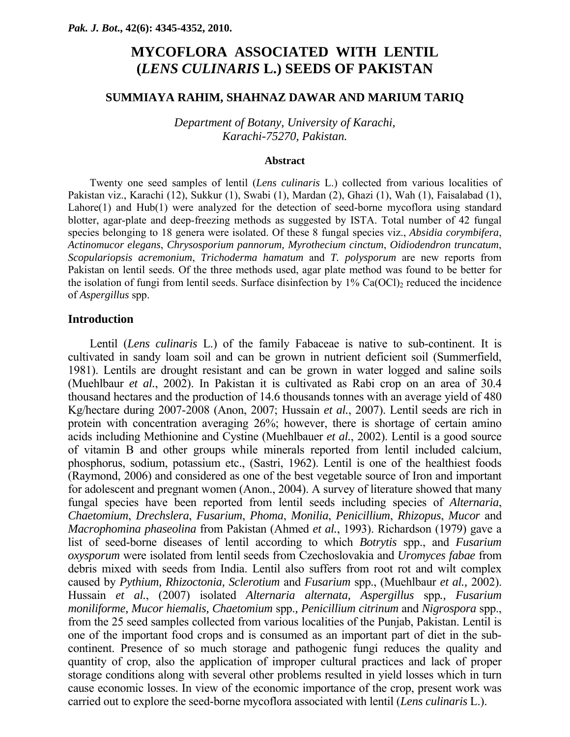# MYCOFLORA ASSOCIATED WITH LENTIL (*LENS CULINARIS* L.) SEEDS OF PAKISTAN

**SUMMIAYA RAHIM, SHAHNAZ DAWAR AND MARIUM TARIQ**

*Department of Botany, University of Karachi, Karachi-75270, Pakistan.*

### Abstract

Twenty one seed samples of lentil (*Lens culinaris* L.) collected from various localities of Pakistan viz., Karachi (12), Sukkur (1), Swabi (1), Mardan (2), Ghazi (1), Wah (1), Faisalabad (1), Lahore(1) and Hub(1) were analyzed for the detection of seed-borne mycoflora using standard blotter, agar-plate and deep-freezing methods as suggested by ISTA. Total number of 42 fungal species belonging to 18 genera were isolated. Of these 8 fungal species viz., *Absidia corymbifera*, *Actinomucor elegans*, *Chrysosporium pannorum, Myrothecium cinctum*, *Oidiodendron truncatum*, *Scopulariopsis acremonium*, *Trichoderma hamatum* and *T. polysporum* are new reports from Pakistan on lentil seeds. Of the three methods used, agar plate method was found to be better for the isolation of fungi from lentil seeds. Surface disinfection by 1% $Ca(OCl)_2$ reduced the incidence of *Aspergillus* spp.

## Introduction

Lentil (*Lens culinaris* L.) of the family Fabaceae is native to sub-continent. It is cultivated in sandy loam soil and can be grown in nutrient deficient soil (Summerfield, 1981). Lentils are drought resistant and can be grown in water logged and saline soils (Muehlbaur *et al.*, 2002). In Pakistan it is cultivated as Rabi crop on an area of 30.4 thousand hectares and the production of 14.6 thousands tonnes with an average yield of 480 Kg/hectare during 2007-2008 (Anon, 2007; Hussain *et al.*, 2007). Lentil seeds are rich in protein with concentration averaging 26%; however, there is shortage of certain amino acids including Methionine and Cystine (Muehlbauer *et al.*, 2002). Lentil is a good source of vitamin B and other groups while minerals reported from lentil included calcium, phosphorus, sodium, potassium etc., (Sastri, 1962). Lentil is one of the healthiest foods (Raymond, 2006) and considered as one of the best vegetable source of Iron and important for adolescent and pregnant women (Anon., 2004). A survey of literature showed that many fungal species have been reported from lentil seeds including species of *Alternaria*, *Chaetomium*, *Drechslera*, *Fusarium*, *Phoma*, *Monilia*, *Penicillium*, *Rhizopus*, *Mucor* and *Macrophomina phaseolina* from Pakistan (Ahmed *et al.*, 1993). Richardson (1979) gave a list of seed-borne diseases of lentil according to which *Botrytis* spp., and *Fusarium oxysporum* were isolated from lentil seeds from Czechoslovakia and *Uromyces fabae* from debris mixed with seeds from India. Lentil also suffers from root rot and wilt complex caused by *Pythium, Rhizoctonia, Sclerotium* and *Fusarium* spp., (Muehlbaur *et al.*, 2002). Hussain *et al.*, (2007) isolated *Alternaria alternata, Aspergillus* spp*., Fusarium moniliforme, Mucor hiemalis, Chaetomium* spp*., Penicillium citrinum* and *Nigrospora* spp., from the 25 seed samples collected from various localities of the Punjab, Pakistan. Lentil is one of the important food crops and is consumed as an important part of diet in the sub-continent. Presence of so much storage and pathogenic fungi reduces the quality and quantity of crop, also the application of improper cultural practices and lack of proper storage conditions along with several other problems resulted in yield losses which in turn cause economic losses. In view of the economic importance of the crop, present work was carried out to explore the seed-borne mycoflora associated with lentil (*Lens culinaris* L.).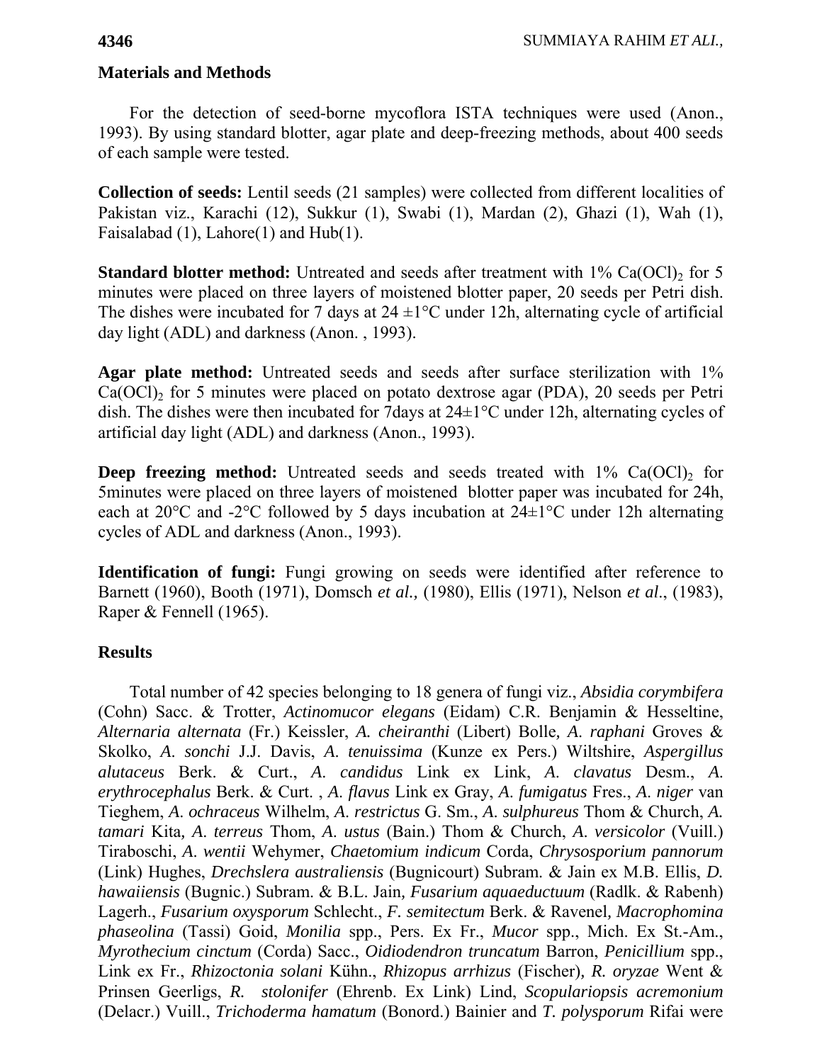## Materials and Methods

For the detection of seed-borne mycoflora ISTA techniques were used (Anon., 1993). By using standard blotter, agar plate and deep-freezing methods, about 400 seeds of each sample were tested.

**Collection of seeds:** Lentil seeds (21 samples) were collected from different localities of Pakistan viz., Karachi (12), Sukkur (1), Swabi (1), Mardan (2), Ghazi (1), Wah (1), Faisalabad (1), Lahore(1) and Hub(1).

**Standard blotter method:** Untreated and seeds after treatment with 1% $Ca(OCl)_2$ for 5 minutes were placed on three layers of moistened blotter paper, 20 seeds per Petri dish. The dishes were incubated for 7 days at 24 ±1°C under 12h, alternating cycle of artificial day light (ADL) and darkness (Anon. , 1993).

**Agar plate method:** Untreated seeds and seeds after surface sterilization with 1% $Ca(OCl)_2$ for 5 minutes were placed on potato dextrose agar (PDA), 20 seeds per Petri dish. The dishes were then incubated for 7days at 24±1°C under 12h, alternating cycles of artificial day light (ADL) and darkness (Anon., 1993).

**Deep freezing method:** Untreated seeds and seeds treated with 1% $Ca(OCl)_2$ for 5minutes were placed on three layers of moistened blotter paper was incubated for 24h, each at 20°C and -2°C followed by 5 days incubation at 24±1°C under 12h alternating cycles of ADL and darkness (Anon., 1993).

**Identification of fungi:** Fungi growing on seeds were identified after reference to Barnett (1960), Booth (1971), Domsch *et al.,* (1980), Ellis (1971), Nelson *et al*., (1983), Raper & Fennell (1965).

## Results

Total number of 42 species belonging to 18 genera of fungi viz., *Absidia corymbifera* (Cohn) Sacc. & Trotter, *Actinomucor elegans* (Eidam) C.R. Benjamin & Hesseltine, *Alternaria alternata* (Fr.) Keissler, *A. cheiranthi* (Libert) Bolle*, A. raphani* Groves & Skolko, *A. sonchi* J.J. Davis, *A. tenuissima* (Kunze ex Pers.) Wiltshire, *Aspergillus alutaceus* Berk. & Curt., *A. candidus* Link ex Link, *A. clavatus* Desm., *A. erythrocephalus* Berk. & Curt. , *A. flavus* Link ex Gray, *A. fumigatus* Fres., *A. niger* van Tieghem, *A. ochraceus* Wilhelm, *A. restrictus* G. Sm., *A. sulphureus* Thom & Church, *A. tamari* Kita*, A. terreus* Thom, *A. ustus* (Bain.) Thom & Church, *A. versicolor* (Vuill.) Tiraboschi, *A. wentii* Wehymer, *Chaetomium indicum* Corda, *Chrysosporium pannorum* (Link) Hughes, *Drechslera australiensis* (Bugnicourt) Subram. & Jain ex M.B. Ellis, *D. hawaiiensis* (Bugnic.) Subram. & B.L. Jain*, Fusarium aquaeductuum* (Radlk. & Rabenh) Lagerh., *Fusarium oxysporum* Schlecht., *F. semitectum* Berk. & Ravenel*, Macrophomina phaseolina* (Tassi) Goid, *Monilia* spp., Pers. Ex Fr., *Mucor* spp., Mich. Ex St.-Am., *Myrothecium cinctum* (Corda) Sacc., *Oidiodendron truncatum* Barron, *Penicillium* spp., Link ex Fr., *Rhizoctonia solani* Kühn., *Rhizopus arrhizus* (Fischer)*, R. oryzae* Went & Prinsen Geerligs, *R. stolonifer* (Ehrenb. Ex Link) Lind, *Scopulariopsis acremonium* (Delacr.) Vuill., *Trichoderma hamatum* (Bonord.) Bainier and *T. polysporum* Rifai were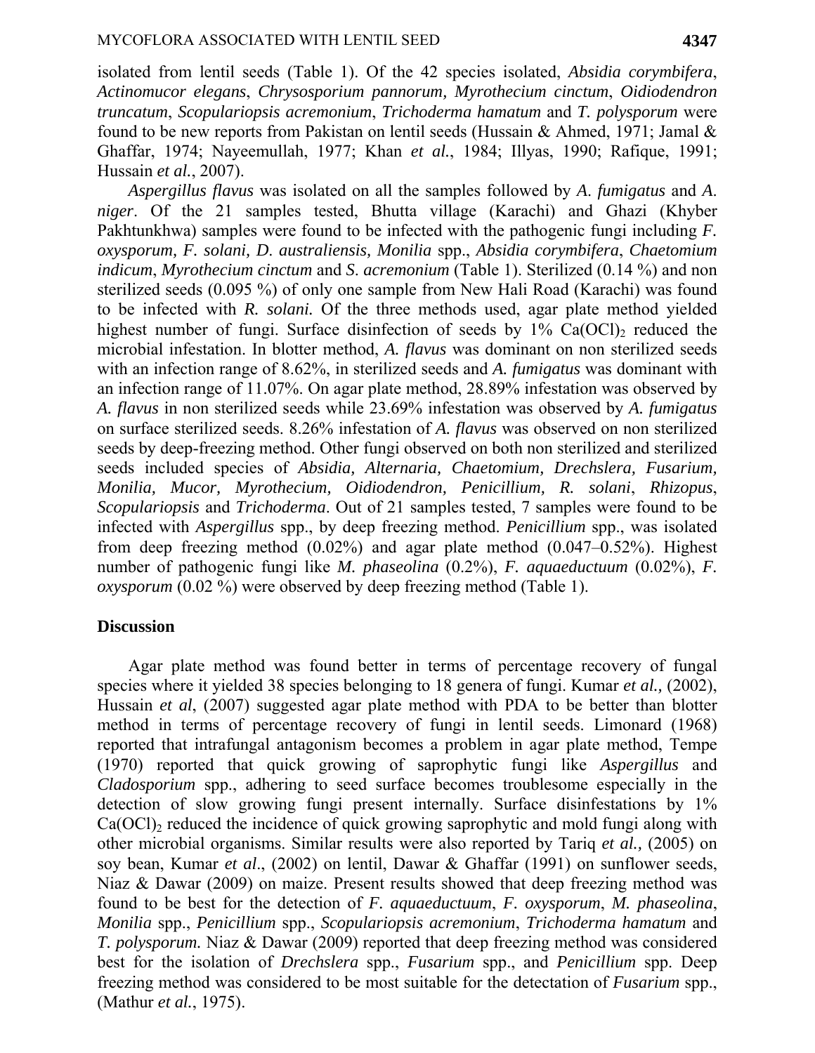isolated from lentil seeds (Table 1). Of the 42 species isolated, *Absidia corymbifera*, *Actinomucor elegans*, *Chrysosporium pannorum, Myrothecium cinctum*, *Oidiodendron truncatum*, *Scopulariopsis acremonium*, *Trichoderma hamatum* and *T. polysporum* were found to be new reports from Pakistan on lentil seeds (Hussain & Ahmed, 1971; Jamal & Ghaffar, 1974; Nayeemullah, 1977; Khan *et al.*, 1984; Illyas, 1990; Rafique, 1991; Hussain *et al.*, 2007).

*Aspergillus flavus* was isolated on all the samples followed by *A. fumigatus* and *A. niger*. Of the 21 samples tested, Bhutta village (Karachi) and Ghazi (Khyber Pakhtunkhwa) samples were found to be infected with the pathogenic fungi including *F. oxysporum, F. solani, D. australiensis, Monilia* spp., *Absidia corymbifera*, *Chaetomium indicum*, *Myrothecium cinctum* and *S. acremonium* (Table 1). Sterilized (0.14 %) and non sterilized seeds (0.095 %) of only one sample from New Hali Road (Karachi) was found to be infected with *R. solani.* Of the three methods used, agar plate method yielded highest number of fungi. Surface disinfection of seeds by 1% $Ca(OCl)_2$ reduced the microbial infestation. In blotter method, *A. flavus* was dominant on non sterilized seeds with an infection range of 8.62%, in sterilized seeds and *A. fumigatus* was dominant with an infection range of 11.07%. On agar plate method, 28.89% infestation was observed by *A. flavus* in non sterilized seeds while 23.69% infestation was observed by *A. fumigatus* on surface sterilized seeds. 8.26% infestation of *A. flavus* was observed on non sterilized seeds by deep-freezing method. Other fungi observed on both non sterilized and sterilized seeds included species of *Absidia, Alternaria, Chaetomium, Drechslera, Fusarium, Monilia, Mucor, Myrothecium, Oidiodendron, Penicillium, R. solani*, *Rhizopus*, *Scopulariopsis* and *Trichoderma*. Out of 21 samples tested, 7 samples were found to be infected with *Aspergillus* spp., by deep freezing method. *Penicillium* spp., was isolated from deep freezing method (0.02%) and agar plate method (0.047–0.52%). Highest number of pathogenic fungi like *M. phaseolina* (0.2%), *F. aquaeductuum* (0.02%), *F. oxysporum* (0.02 %) were observed by deep freezing method (Table 1).

## Discussion

Agar plate method was found better in terms of percentage recovery of fungal species where it yielded 38 species belonging to 18 genera of fungi. Kumar *et al.,* (2002), Hussain *et al*, (2007) suggested agar plate method with PDA to be better than blotter method in terms of percentage recovery of fungi in lentil seeds. Limonard (1968) reported that intrafungal antagonism becomes a problem in agar plate method, Tempe (1970) reported that quick growing of saprophytic fungi like *Aspergillus* and *Cladosporium* spp., adhering to seed surface becomes troublesome especially in the detection of slow growing fungi present internally. Surface disinfestations by 1% $Ca(OCl)_2$ reduced the incidence of quick growing saprophytic and mold fungi along with other microbial organisms. Similar results were also reported by Tariq *et al.,* (2005) on soy bean, Kumar *et al*., (2002) on lentil, Dawar & Ghaffar (1991) on sunflower seeds, Niaz & Dawar (2009) on maize. Present results showed that deep freezing method was found to be best for the detection of *F. aquaeductuum*, *F. oxysporum*, *M. phaseolina*, *Monilia* spp., *Penicillium* spp., *Scopulariopsis acremonium*, *Trichoderma hamatum* and *T. polysporum.* Niaz & Dawar (2009) reported that deep freezing method was considered best for the isolation of *Drechslera* spp., *Fusarium* spp., and *Penicillium* spp. Deep freezing method was considered to be most suitable for the detectation of *Fusarium* spp., (Mathur *et al.*, 1975).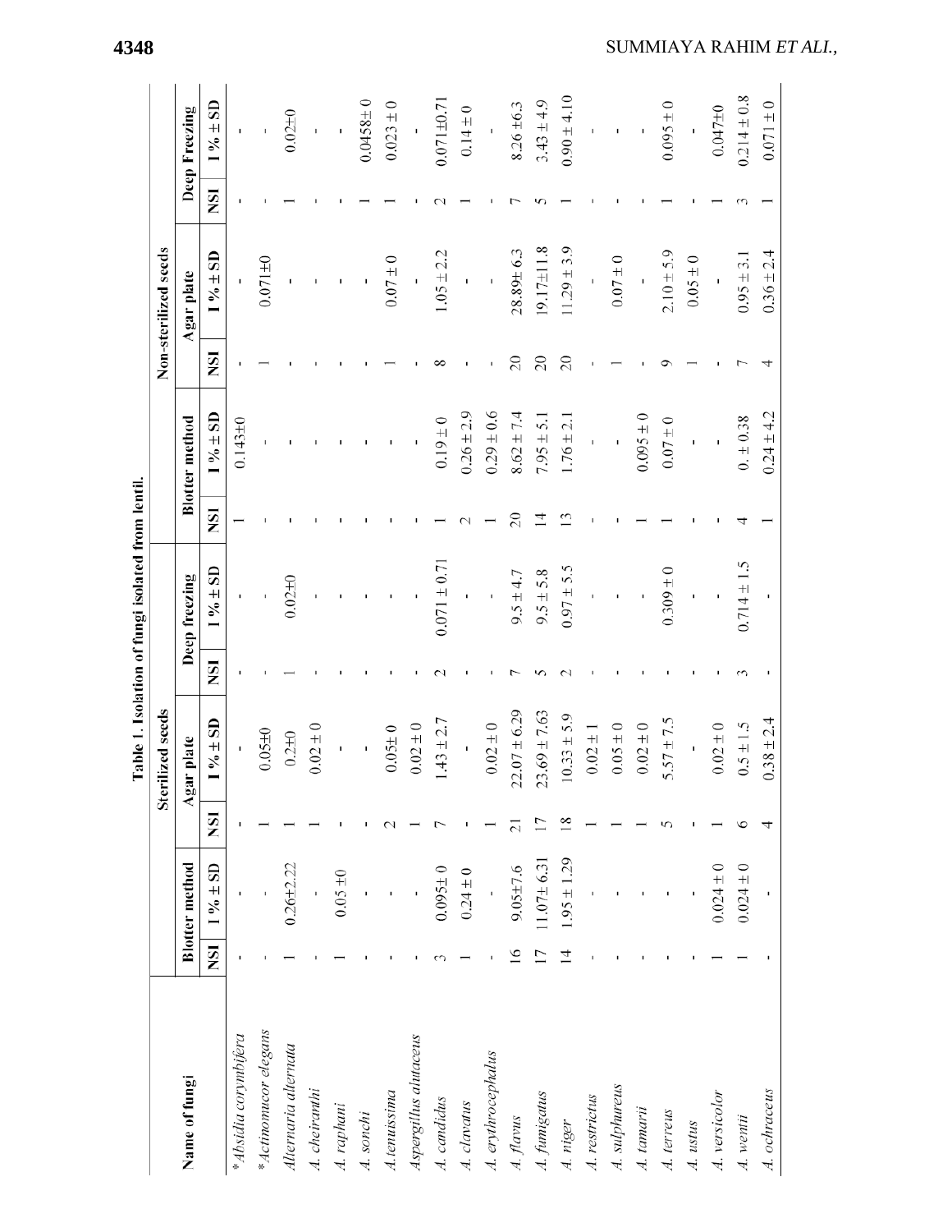**Table 1. Isolation of fungi isolated from lentil.**

| Name of fungi | Sterilized seeds | | | | | | Non-sterilized seeds | | | | | |
|---|---|---|---|---|---|---|---|---|---|---|---|---|
| | Blotter method | | Agar plate | | Deep freezing | | Blotter method | | Agar plate | | Deep Freezing | |
| | NSI | I % ± SD | NSI | I % ± SD | NSI | I % ± SD | NSI | I % ± SD | NSI | I % ± SD | NSI | I % ± SD |
| **Absidia corymbifera* | - | - | - | - | - | - | 1 | 0.143±0 | - | - | - | - |
| **Actinomucor elegans* | - | - | 1 | 0.05±0 | - | - | - | - | 1 | 0.071±0 | - | - |
| *Alternaria alternata* | 1 | 0.26±2.22 | 1 | 0.2±0 | 1 | 0.02±0 | - | - | - | - | 1 | 0.02±0 |
| *A. cheiranthi* | - | - | 1 | 0.02 ± 0 | - | - | - | - | - | - | - | - |
| *A. raphani* | 1 | 0.05 ±0 | - | - | - | - | - | - | - | - | - | - |
| *A. sonchi* | - | - | - | - | - | - | - | - | - | - | 1 | 0.0458± 0 |
| *A.tenuissima* | - | - | 2 | 0.05± 0 | - | - | - | - | 1 | 0.07 ± 0 | 1 | 0.023 ± 0 |
| *Aspergillus alutaceus* | - | - | 1 | 0.02 ± 0 | - | - | - | - | - | - | - | - |
| *A. candidus* | 3 | 0.095± 0 | 7 | 1.43 ± 2.7 | 2 | 0.071 ± 0.71 | 1 | 0.19 ± 0 | 8 | 1.05 ± 2.2 | 2 | 0.071±0.71 |
| *A. clavatus* | 1 | 0.24 ± 0 | - | - | - | - | 2 | 0.26 ± 2.9 | - | - | 1 | 0.14 ± 0 |
| *A. erythrocephalus* | - | - | 1 | 0.02 ± 0 | - | - | 1 | 0.29 ± 0.6 | - | - | - | - |
| *A. flavus* | 16 | 9.05±7.6 | 21 | 22.07 ± 6.29 | 7 | 9.5 ± 4.7 | 20 | 8.62 ± 7.4 | 20 | 28.89± 6.3 | 7 | 8.26 ±6.3 |
| *A. fumigatus* | 17 | 11.07± 6.31 | 17 | 23.69 ± 7.63 | 5 | 9.5 ± 5.8 | 14 | 7.95 ± 5.1 | 20 | 19.17±11.8 | 5 | 3.43 ± 4.9 |
| *A. niger* | 14 | 1.95 ± 1.29 | 18 | 10.33 ± 5.9 | 2 | 0.97 ± 5.5 | 13 | 1.76 ± 2.1 | 20 | 11.29 ± 3.9 | 1 | 0.90 ± 4.10 |
| *A. restrictus* | - | - | 1 | 0.02 ± 1 | - | - | - | - | - | - | - | - |
| *A. sulphureus* | - | - | 1 | 0.05 ± 0 | - | - | - | - | 1 | 0.07 ± 0 | - | - |
| *A. tamarii* | - | - | 1 | 0.02 ± 0 | - | - | 1 | 0.095 ± 0 | - | - | - | - |
| *A. terreus* | - | - | 5 | 5.57 ± 7.5 | - | 0.309 ± 0 | 1 | 0.07 ± 0 | 9 | 2.10 ± 5.9 | 1 | 0.095 ± 0 |
| *A. ustus* | - | - | - | - | - | - | - | - | 1 | 0.05 ± 0 | - | - |
| *A. versicolor* | 1 | 0.024 ± 0 | 1 | 0.02 ± 0 | - | - | - | - | - | - | 1 | 0.047±0 |
| *A. wentii* | 1 | 0.024 ± 0 | 6 | 0.5 ± 1.5 | 3 | 0.714 ± 1.5 | 4 | 0. ± 0.38 | 7 | 0.95 ± 3.1 | 3 | 0.214 ± 0.8 |
| *A. ochraceus* | - | - | 4 | 0.38 ± 2.4 | - | - | 1 | 0.24 ± 4.2 | 4 | 0.36 ± 2.4 | 1 | 0.071 ± 0 |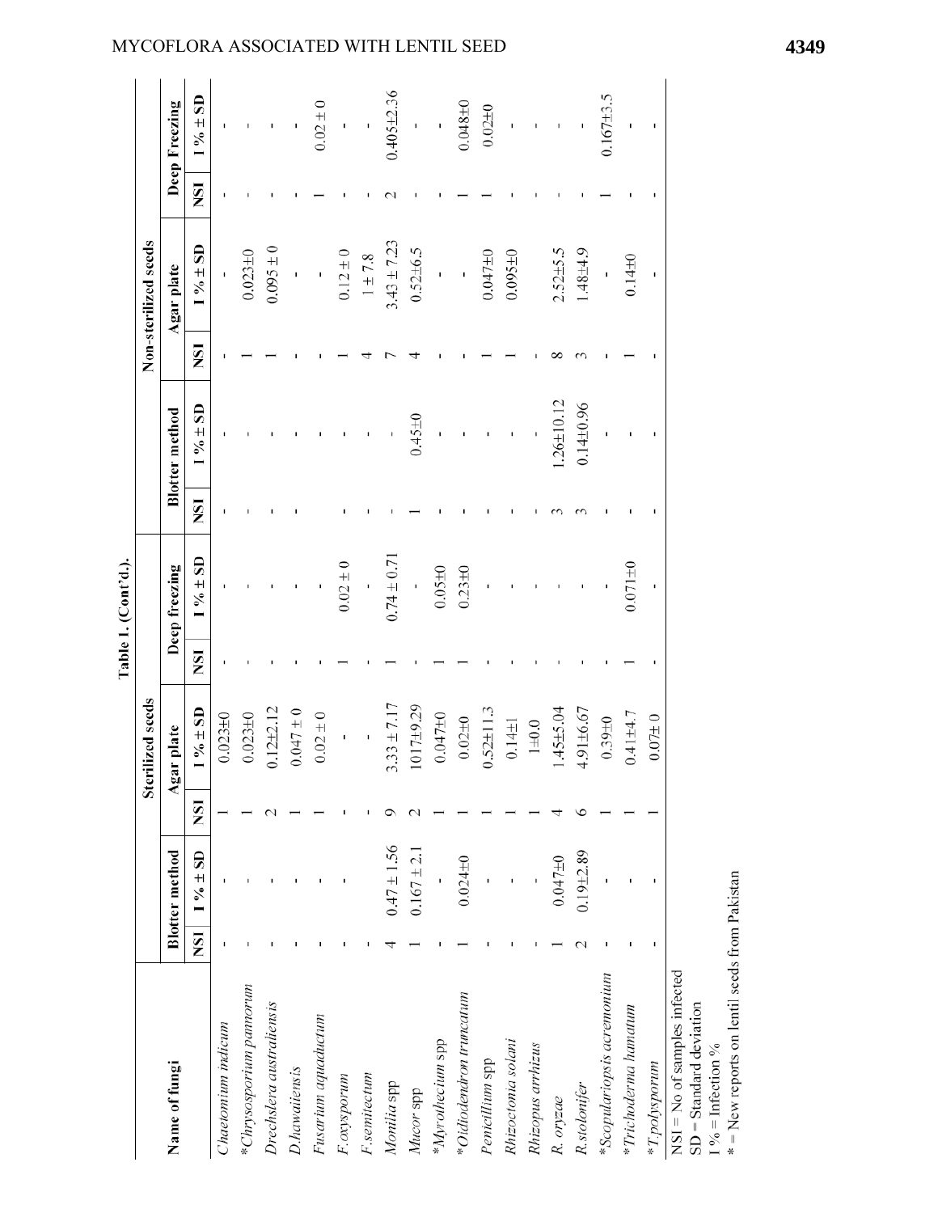Table 1. (Cont'd.).

| Name of fungi | Sterilized seeds | | | | | | Non-sterilized seeds | | | | | |
|---|---|---|---|---|---|---|---|---|---|---|---|---|
| | Blotter method | | Agar plate | | Deep freezing | | Blotter method | | Agar plate | | Deep Freezing | |
| | NSI | I % ± SD | NSI | I % ± SD | NSI | I % ± SD | NSI | I % ± SD | NSI | I % ± SD | NSI | I % ± SD |
| *Chaetomium indicum* | - | - | 1 | 0.023±0 | - | - | - | - | - | - | - | - |
| **Chrysosporium pannorum* | - | - | 1 | 0.023±0 | - | - | - | - | 1 | 0.023±0 | - | - |
| *Drechslera australiensis* | - | - | 2 | 0.12±2.12 | - | - | - | - | 1 | 0.095 ± 0 | - | - |
| *D.hawaiiensis* | - | - | 1 | 0.047 ± 0 | - | - | - | - | - | - | - | - |
| *Fusarium aquaductum* | - | - | 1 | 0.02 ± 0 | - | - | - | - | - | - | 1 | 0.02 ± 0 |
| *F. oxysporum* | - | - | - | - | 1 | 0.02 ± 0 | - | - | 1 | 0.12 ± 0 | - | - |
| *F.semitectum* | - | - | - | - | - | - | - | - | 4 | 1 ± 7.8 | - | - |
| *Monilia* spp | 4 | 0.47 ± 1.56 | 9 | 3.33 ± 7.17 | 1 | 0.74 ± 0.71 | - | - | 7 | 3.43 ± 7.23 | 2 | 0.405±2.36 |
| *Mucor* spp | 1 | 0.167 ± 2.1 | 2 | 1017±9.29 | - | - | 1 | 0.45±0 | 4 | 0.52±6.5 | - | - |
| **Myrothecium* spp | - | - | 1 | 0.047±0 | 1 | 0.05±0 | - | - | - | - | - | - |
| **Oidiodendron truncatum* | 1 | 0.024±0 | 1 | 0.02±0 | 1 | 0.23±0 | - | - | - | - | 1 | 0.048±0 |
| *Penicillium* spp | - | - | 1 | 0.52±11.3 | - | - | - | - | 1 | 0.047±0 | 1 | 0.02±0 |
| *Rhizoctonia solani* | - | - | 1 | 0.14±1 | - | - | - | - | 1 | 0.095±0 | - | - |
| *Rhizopus arrhizus* | - | - | 1 | 1±0.0 | - | - | - | - | - | - | - | - |
| *R. oryzae* | 1 | 0.047±0 | 4 | 1.45±5.04 | - | - | 3 | 1.26±10.12 | 8 | 2.52±5.5 | - | - |
| *R.stolonifer* | 2 | 0.19±2.89 | 6 | 4.91±6.67 | - | - | 3 | 0.14±0.96 | 3 | 1.48±4.9 | - | - |
| **Scopulariopsis acremonium* | - | - | 1 | 0.39±0 | - | - | - | - | - | - | 1 | 0.167±3.5 |
| **Trichoderma hamatum* | - | - | 1 | 0.41±4.7 | 1 | 0.071±0 | - | - | 1 | 0.14±0 | - | - |
| **T.polysporum* | - | - | 1 | 0.07± 0 | - | - | - | - | - | - | - | - |

NSI = No of samples infected
SD = Standard deviation
I % = Infection %
* = New reports on lentil seeds from Pakistan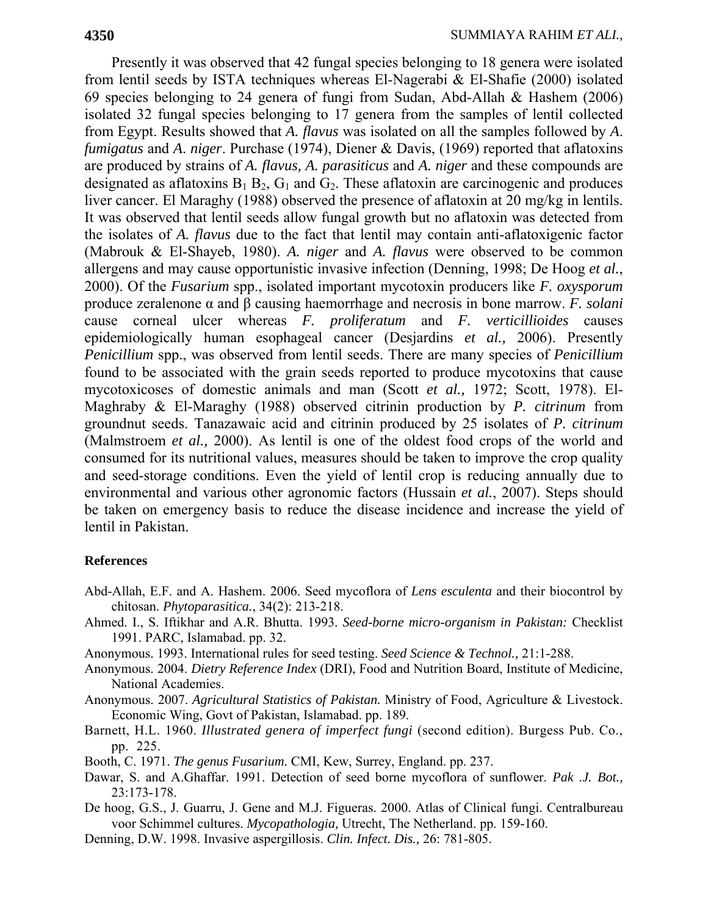Presently it was observed that 42 fungal species belonging to 18 genera were isolated from lentil seeds by ISTA techniques whereas El-Nagerabi & El-Shafie (2000) isolated 69 species belonging to 24 genera of fungi from Sudan, Abd-Allah & Hashem (2006) isolated 32 fungal species belonging to 17 genera from the samples of lentil collected from Egypt. Results showed that *A. flavus* was isolated on all the samples followed by *A. fumigatus* and *A. niger*. Purchase (1974), Diener & Davis, (1969) reported that aflatoxins are produced by strains of *A. flavus, A. parasiticus* and *A. niger* and these compounds are designated as aflatoxins $B_1$ $B_2$, $G_1$ and $G_2$. These aflatoxin are carcinogenic and produces liver cancer. El Maraghy (1988) observed the presence of aflatoxin at 20 mg/kg in lentils. It was observed that lentil seeds allow fungal growth but no aflatoxin was detected from the isolates of *A. flavus* due to the fact that lentil may contain anti-aflatoxigenic factor (Mabrouk & El-Shayeb, 1980). *A. niger* and *A. flavus* were observed to be common allergens and may cause opportunistic invasive infection (Denning, 1998; De Hoog *et al.*, 2000). Of the *Fusarium* spp., isolated important mycotoxin producers like *F. oxysporum* produce zeralenone α and β causing haemorrhage and necrosis in bone marrow. *F. solani* cause corneal ulcer whereas *F. proliferatum* and *F. verticillioides* causes epidemiologically human esophageal cancer (Desjardins *et al.,* 2006). Presently *Penicillium* spp., was observed from lentil seeds. There are many species of *Penicillium* found to be associated with the grain seeds reported to produce mycotoxins that cause mycotoxicoses of domestic animals and man (Scott *et al.,* 1972; Scott, 1978). El-Maghraby & El-Maraghy (1988) observed citrinin production by *P. citrinum* from groundnut seeds. Tanazawaic acid and citrinin produced by 25 isolates of *P. citrinum* (Malmstroem *et al.,* 2000). As lentil is one of the oldest food crops of the world and consumed for its nutritional values, measures should be taken to improve the crop quality and seed-storage conditions. Even the yield of lentil crop is reducing annually due to environmental and various other agronomic factors (Hussain *et al.*, 2007). Steps should be taken on emergency basis to reduce the disease incidence and increase the yield of lentil in Pakistan.

## References

Abd-Allah, E.F. and A. Hashem. 2006. Seed mycoflora of *Lens esculenta* and their biocontrol by chitosan. *Phytoparasitica.*, 34(2): 213-218.

Ahmed. I., S. Iftikhar and A.R. Bhutta. 1993. *Seed-borne micro-organism in Pakistan:* Checklist 1991. PARC, Islamabad. pp. 32.

Anonymous. 1993. International rules for seed testing. *Seed Science & Technol.,* 21:1-288.

Anonymous. 2004. *Dietry Reference Index* (DRI), Food and Nutrition Board, Institute of Medicine, National Academies.

Anonymous. 2007. *Agricultural Statistics of Pakistan.* Ministry of Food, Agriculture & Livestock. Economic Wing, Govt of Pakistan, Islamabad. pp. 189.

Barnett, H.L. 1960. *Illustrated genera of imperfect fungi* (second edition). Burgess Pub. Co., pp. 225.

Booth, C. 1971. *The genus Fusarium.* CMI, Kew, Surrey, England. pp. 237.

Dawar, S. and A.Ghaffar. 1991. Detection of seed borne mycoflora of sunflower. *Pak .J. Bot.,* 23:173-178.

De hoog, G.S., J. Guarru, J. Gene and M.J. Figueras. 2000. Atlas of Clinical fungi. Centralbureau voor Schimmel cultures. *Mycopathologia,* Utrecht, The Netherland. pp. 159-160.

Denning, D.W. 1998. Invasive aspergillosis. *Clin. Infect. Dis.,* 26: 781-805.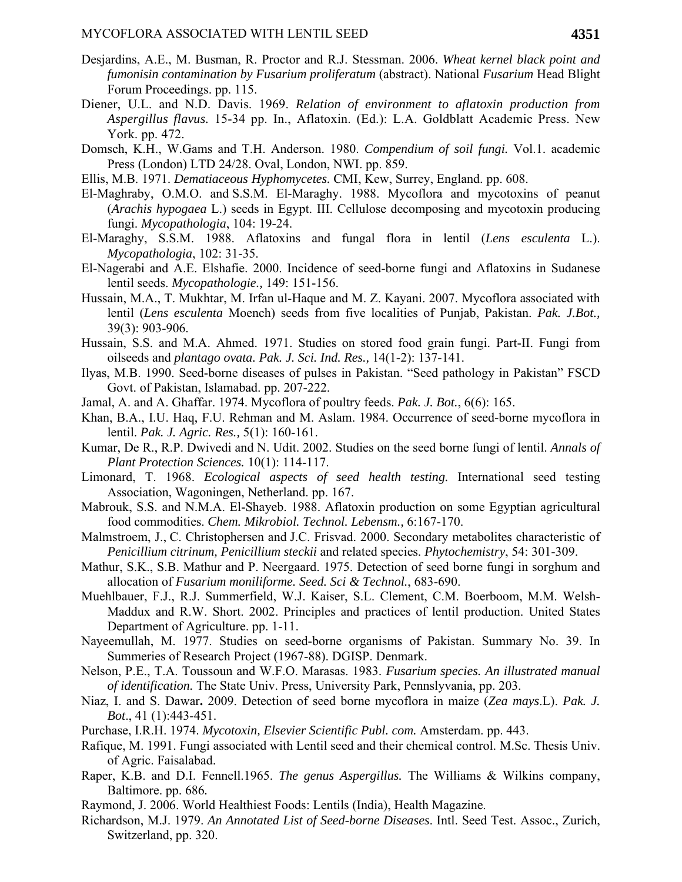Desjardins, A.E., M. Busman, R. Proctor and R.J. Stessman. 2006. *Wheat kernel black point and fumonisin contamination by Fusarium proliferatum* (abstract). National *Fusarium* Head Blight Forum Proceedings. pp. 115.

Diener, U.L. and N.D. Davis. 1969. *Relation of environment to aflatoxin production from Aspergillus flavus.* 15-34 pp. In., Aflatoxin. (Ed.): L.A. Goldblatt Academic Press. New York. pp. 472.

Domsch, K.H., W.Gams and T.H. Anderson. 1980. *Compendium of soil fungi.* Vol.1. academic Press (London) LTD 24/28. Oval, London, NWI. pp. 859.

Ellis, M.B. 1971. *Dematiaceous Hyphomycetes.* CMI, Kew, Surrey, England. pp. 608.

El-Maghraby, O.M.O. and S.S.M. El-Maraghy. 1988. Mycoflora and mycotoxins of peanut (*Arachis hypogaea* L.) seeds in Egypt. III. Cellulose decomposing and mycotoxin producing fungi. *Mycopathologia*, 104: 19-24.

El-Maraghy, S.S.M. 1988. Aflatoxins and fungal flora in lentil (*Lens esculenta* L.). *Mycopathologia*, 102: 31-35.

El-Nagerabi and A.E. Elshafie. 2000. Incidence of seed-borne fungi and Aflatoxins in Sudanese lentil seeds. *Mycopathologie.,* 149: 151-156.

Hussain, M.A., T. Mukhtar, M. Irfan ul-Haque and M. Z. Kayani. 2007. Mycoflora associated with lentil (*Lens esculenta* Moench) seeds from five localities of Punjab, Pakistan. *Pak. J.Bot.,* 39(3): 903-906.

Hussain, S.S. and M.A. Ahmed. 1971. Studies on stored food grain fungi. Part-II. Fungi from oilseeds and *plantago ovata. Pak. J. Sci. Ind. Res.,* 14(1-2): 137-141.

Ilyas, M.B. 1990. Seed-borne diseases of pulses in Pakistan. "Seed pathology in Pakistan" FSCD Govt. of Pakistan, Islamabad. pp. 207-222.

Jamal, A. and A. Ghaffar. 1974. Mycoflora of poultry feeds. *Pak. J. Bot.*, 6(6): 165.

Khan, B.A., I.U. Haq, F.U. Rehman and M. Aslam. 1984. Occurrence of seed-borne mycoflora in lentil. *Pak. J. Agric. Res.,* 5(1): 160-161.

Kumar, De R., R.P. Dwivedi and N. Udit. 2002. Studies on the seed borne fungi of lentil. *Annals of Plant Protection Sciences.* 10(1): 114-117.

Limonard, T. 1968. *Ecological aspects of seed health testing.* International seed testing Association, Wagoningen, Netherland. pp. 167.

Mabrouk, S.S. and N.M.A. El-Shayeb. 1988. Aflatoxin production on some Egyptian agricultural food commodities. *Chem. Mikrobiol. Technol. Lebensm.,* 6:167-170.

Malmstroem, J., C. Christophersen and J.C. Frisvad. 2000. Secondary metabolites characteristic of *Penicillium citrinum, Penicillium steckii* and related species. *Phytochemistry*, 54: 301-309.

Mathur, S.K., S.B. Mathur and P. Neergaard. 1975. Detection of seed borne fungi in sorghum and allocation of *Fusarium moniliforme. Seed. Sci & Technol.*, 683-690.

Muehlbauer, F.J., R.J. Summerfield, W.J. Kaiser, S.L. Clement, C.M. Boerboom, M.M. Welsh-Maddux and R.W. Short. 2002. Principles and practices of lentil production. United States Department of Agriculture. pp. 1-11.

Nayeemullah, M. 1977. Studies on seed-borne organisms of Pakistan. Summary No. 39. In Summeries of Research Project (1967-88). DGISP. Denmark.

Nelson, P.E., T.A. Toussoun and W.F.O. Marasas. 1983. *Fusarium species. An illustrated manual of identification.* The State Univ. Press, University Park, Pennslyvania, pp. 203.

Niaz, I. and S. Dawar**.** 2009. Detection of seed borne mycoflora in maize (*Zea mays*.L). *Pak. J. Bot*., 41 (1):443-451.

Purchase, I.R.H. 1974. *Mycotoxin, Elsevier Scientific Publ. com.* Amsterdam. pp. 443.

Rafique, M. 1991. Fungi associated with Lentil seed and their chemical control. M.Sc. Thesis Univ. of Agric. Faisalabad.

Raper, K.B. and D.I. Fennell.1965. *The genus Aspergillus.* The Williams & Wilkins company, Baltimore. pp. 686*.*

Raymond, J. 2006. World Healthiest Foods: Lentils (India), Health Magazine.

Richardson, M.J. 1979. *An Annotated List of Seed-borne Diseases*. Intl. Seed Test. Assoc., Zurich, Switzerland, pp. 320.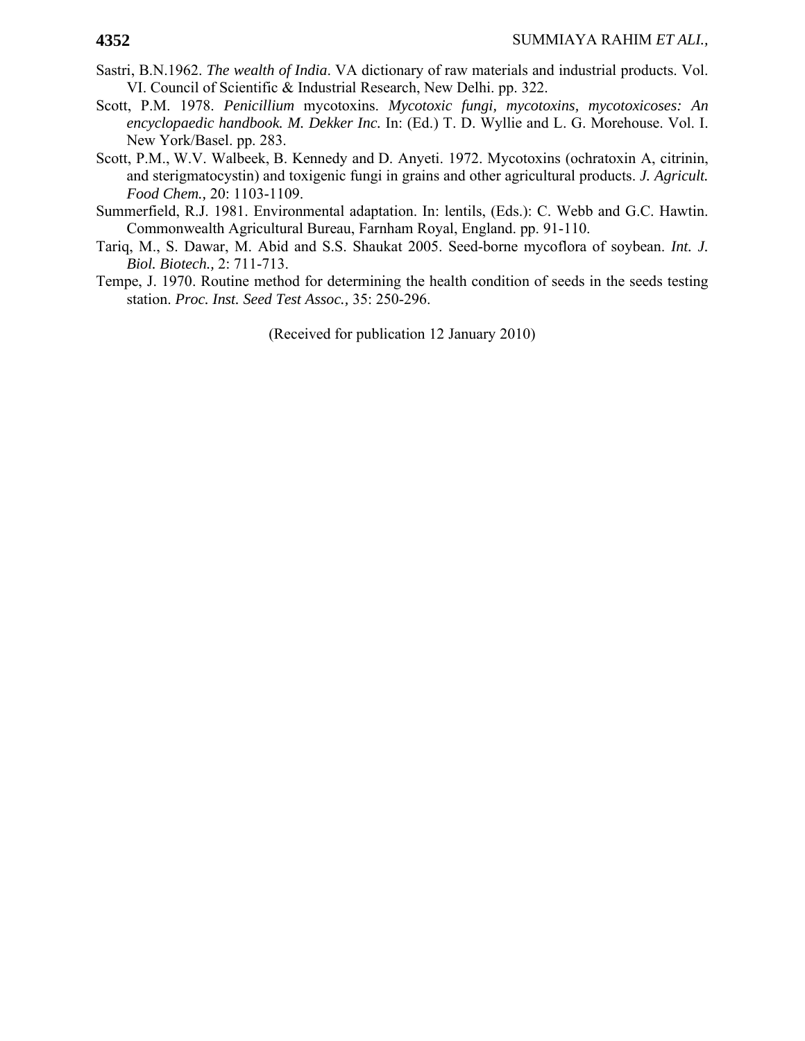Sastri, B.N.1962. *The wealth of India*. VA dictionary of raw materials and industrial products. Vol. VI. Council of Scientific & Industrial Research, New Delhi. pp. 322.

Scott, P.M. 1978. *Penicillium* mycotoxins. *Mycotoxic fungi, mycotoxins, mycotoxicoses: An encyclopaedic handbook. M. Dekker Inc.* In: (Ed.) T. D. Wyllie and L. G. Morehouse. Vol. I. New York/Basel. pp. 283.

Scott, P.M., W.V. Walbeek, B. Kennedy and D. Anyeti. 1972. Mycotoxins (ochratoxin A, citrinin, and sterigmatocystin) and toxigenic fungi in grains and other agricultural products. *J. Agricult. Food Chem.,* 20: 1103-1109.

Summerfield, R.J. 1981. Environmental adaptation. In: lentils, (Eds.): C. Webb and G.C. Hawtin. Commonwealth Agricultural Bureau, Farnham Royal, England. pp. 91-110.

Tariq, M., S. Dawar, M. Abid and S.S. Shaukat 2005. Seed-borne mycoflora of soybean. *Int. J. Biol. Biotech.,* 2: 711-713.

Tempe, J. 1970. Routine method for determining the health condition of seeds in the seeds testing station. *Proc. Inst. Seed Test Assoc.,* 35: 250-296.

(Received for publication 12 January 2010)